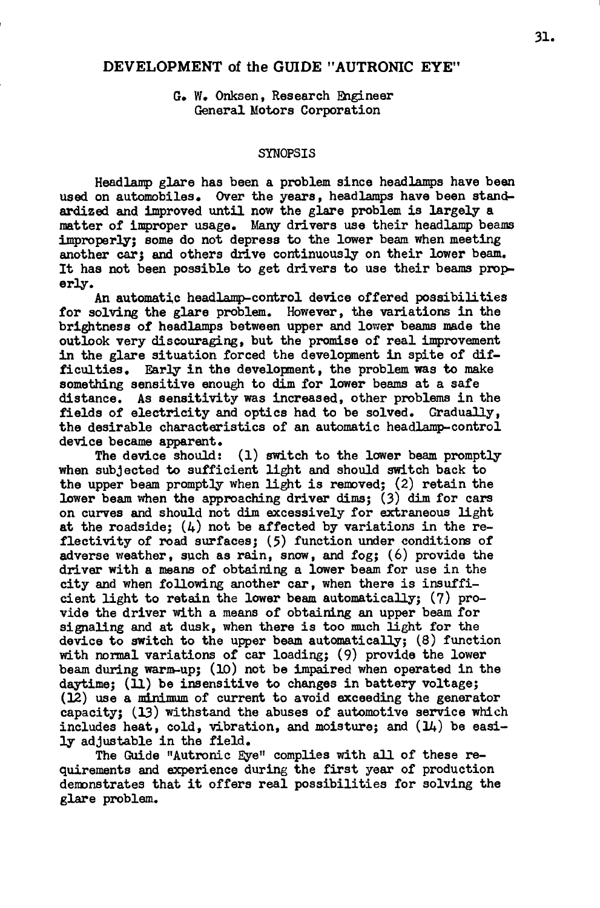# DEVELOPMENT of the GUIDE "AUTRONIC EYE"

G. W. Onksen, Research Engineer
General Motors Corporation

## SYNOPSIS

Headlamp glare has been a problem since headlamps have been used on automobiles. Over the years, headlamps have been standardized and improved until now the glare problem is largely a matter of improper usage. Many drivers use their headlamp beams improperly; some do not depress to the lower beam when meeting another car; and others drive continuously on their lower beam. It has not been possible to get drivers to use their beams properly.

An automatic headlamp-control device offered possibilities for solving the glare problem. However, the variations in the brightness of headlamps between upper and lower beams made the outlook very discouraging, but the promise of real improvement in the glare situation forced the development in spite of difficulties. Early in the development, the problem was to make something sensitive enough to dim for lower beams at a safe distance. As sensitivity was increased, other problems in the fields of electricity and optics had to be solved. Gradually, the desirable characteristics of an automatic headlamp-control device became apparent.

The device should: (1) switch to the lower beam promptly when subjected to sufficient light and should switch back to the upper beam promptly when light is removed; (2) retain the lower beam when the approaching driver dims; (3) dim for cars on curves and should not dim excessively for extraneous light at the roadside; (4) not be affected by variations in the reflectivity of road surfaces; (5) function under conditions of adverse weather, such as rain, snow, and fog; (6) provide the driver with a means of obtaining a lower beam for use in the city and when following another car, when there is insufficient light to retain the lower beam automatically; (7) provide the driver with a means of obtaining an upper beam for signaling and at dusk, when there is too much light for the device to switch to the upper beam automatically; (8) function with normal variations of car loading; (9) provide the lower beam during warm-up; (10) not be impaired when operated in the daytime; (11) be insensitive to changes in battery voltage; (12) use a minimum of current to avoid exceeding the generator capacity; (13) withstand the abuses of automotive service which includes heat, cold, vibration, and moisture; and (14) be easily adjustable in the field.

The Guide "Autronic Eye" complies with all of these requirements and experience during the first year of production demonstrates that it offers real possibilities for solving the glare problem.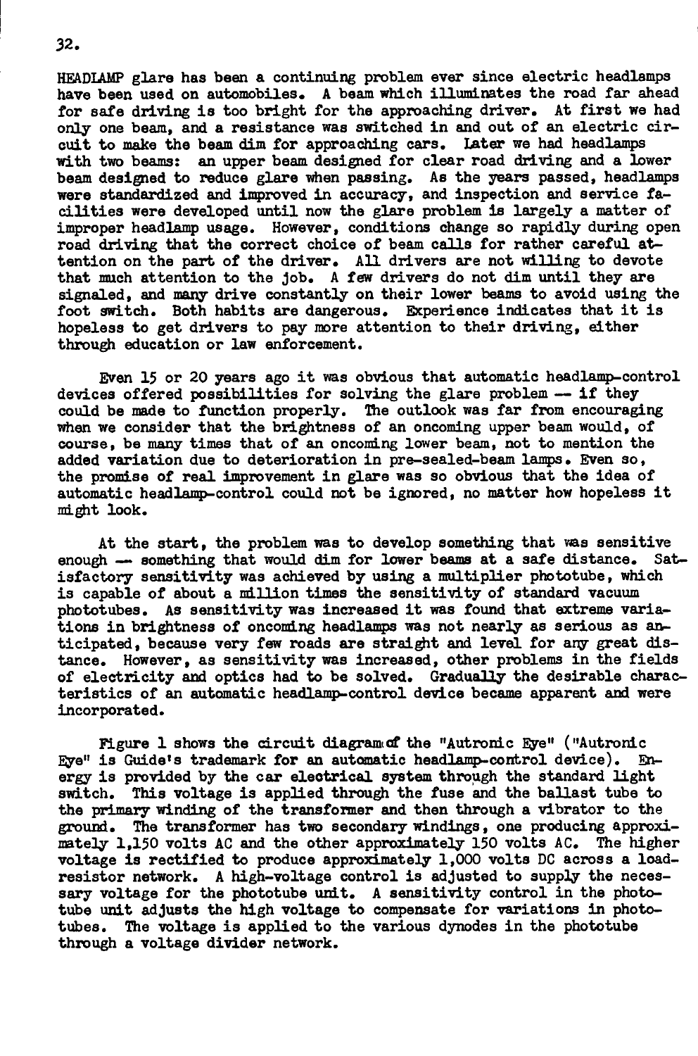HEADLAMP glare has been a continuing problem ever since electric headlamps have been used on automobiles. A beam which illuminates the road far ahead for safe driving is too bright for the approaching driver. At first we had only one beam, and a resistance was switched in and out of an electric circuit to make the beam dim for approaching cars. Later we had headlamps with two beams: an upper beam designed for clear road driving and a lower beam designed to reduce glare when passing. As the years passed, headlamps were standardized and improved in accuracy, and inspection and service facilities were developed until now the glare problem is largely a matter of improper headlamp usage. However, conditions change so rapidly during open road driving that the correct choice of beam calls for rather careful attention on the part of the driver. All drivers are not willing to devote that much attention to the job. A few drivers do not dim until they are signaled, and many drive constantly on their lower beams to avoid using the foot switch. Both habits are dangerous. Experience indicates that it is hopeless to get drivers to pay more attention to their driving, either through education or law enforcement.

Even 15 or 20 years ago it was obvious that automatic headlamp-control devices offered possibilities for solving the glare problem — if they could be made to function properly. The outlook was far from encouraging when we consider that the brightness of an oncoming upper beam would, of course, be many times that of an oncoming lower beam, not to mention the added variation due to deterioration in pre-sealed-beam lamps. Even so, the promise of real improvement in glare was so obvious that the idea of automatic headlamp-control could not be ignored, no matter how hopeless it might look.

At the start, the problem was to develop something that was sensitive enough — something that would dim for lower beams at a safe distance. Satisfactory sensitivity was achieved by using a multiplier phototube, which is capable of about a million times the sensitivity of standard vacuum phototubes. As sensitivity was increased it was found that extreme variations in brightness of oncoming headlamps was not nearly as serious as anticipated, because very few roads are straight and level for any great distance. However, as sensitivity was increased, other problems in the fields of electricity and optics had to be solved. Gradually the desirable characteristics of an automatic headlamp-control device became apparent and were incorporated.

Figure 1 shows the circuit diagram of the "Autronic Eye" ("Autronic Eye" is Guide's trademark for an automatic headlamp-control device). Energy is provided by the car electrical system through the standard light switch. This voltage is applied through the fuse and the ballast tube to the primary winding of the transformer and then through a vibrator to the ground. The transformer has two secondary windings, one producing approximately 1,150 volts AC and the other approximately 150 volts AC. The higher voltage is rectified to produce approximately 1,000 volts DC across a load-resistor network. A high-voltage control is adjusted to supply the necessary voltage for the phototube unit. A sensitivity control in the phototube unit adjusts the high voltage to compensate for variations in phototubes. The voltage is applied to the various dynodes in the phototube through a voltage divider network.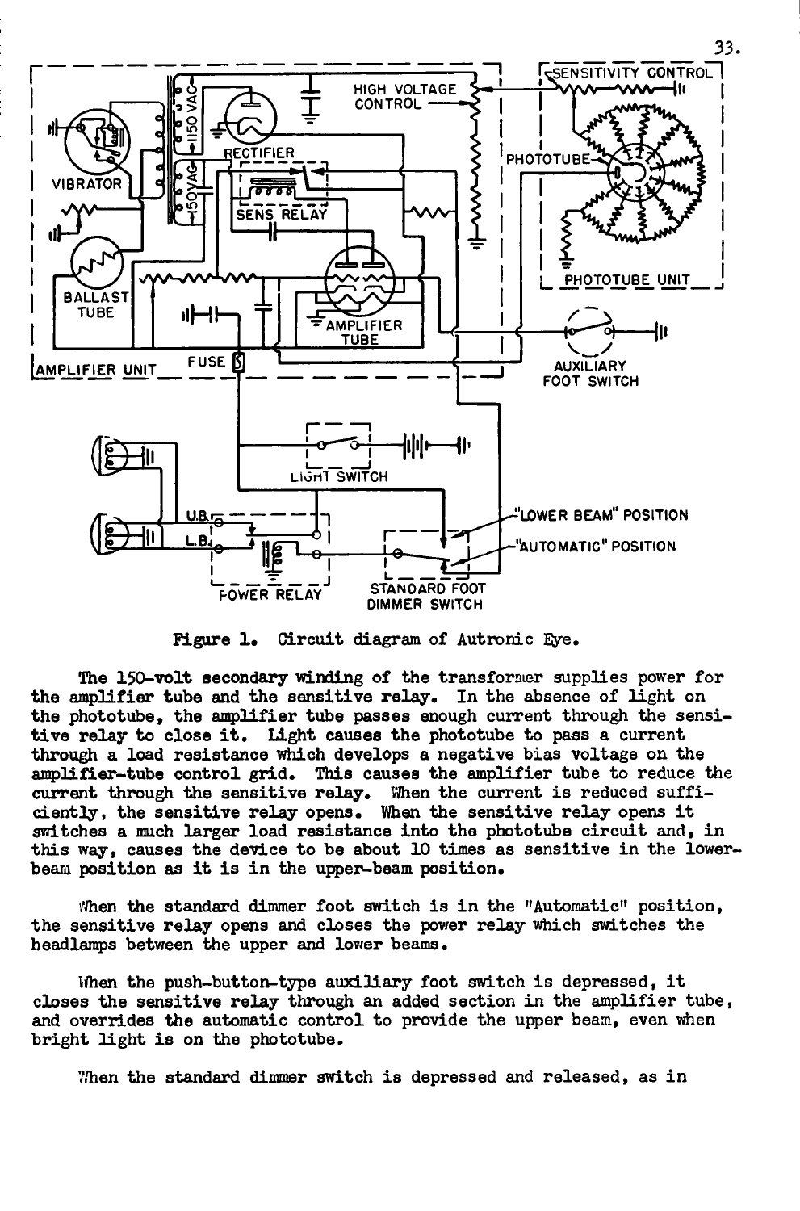Figure 1. Circuit diagram of Autronic Eye.

The 150-volt secondary winding of the transformer supplies power for the amplifier tube and the sensitive relay. In the absence of light on the phototube, the amplifier tube passes enough current through the sensitive relay to close it. Light causes the phototube to pass a current through a load resistance which develops a negative bias voltage on the amplifier-tube control grid. This causes the amplifier tube to reduce the current through the sensitive relay. When the current is reduced sufficiently, the sensitive relay opens. When the sensitive relay opens it switches a much larger load resistance into the phototube circuit and, in this way, causes the device to be about 10 times as sensitive in the lower-beam position as it is in the upper-beam position.

When the standard dimmer foot switch is in the "Automatic" position, the sensitive relay opens and closes the power relay which switches the headlamps between the upper and lower beams.

When the push-button-type auxiliary foot switch is depressed, it closes the sensitive relay through an added section in the amplifier tube, and overrides the automatic control to provide the upper beam, even when bright light is on the phototube.

When the standard dimmer switch is depressed and released, as in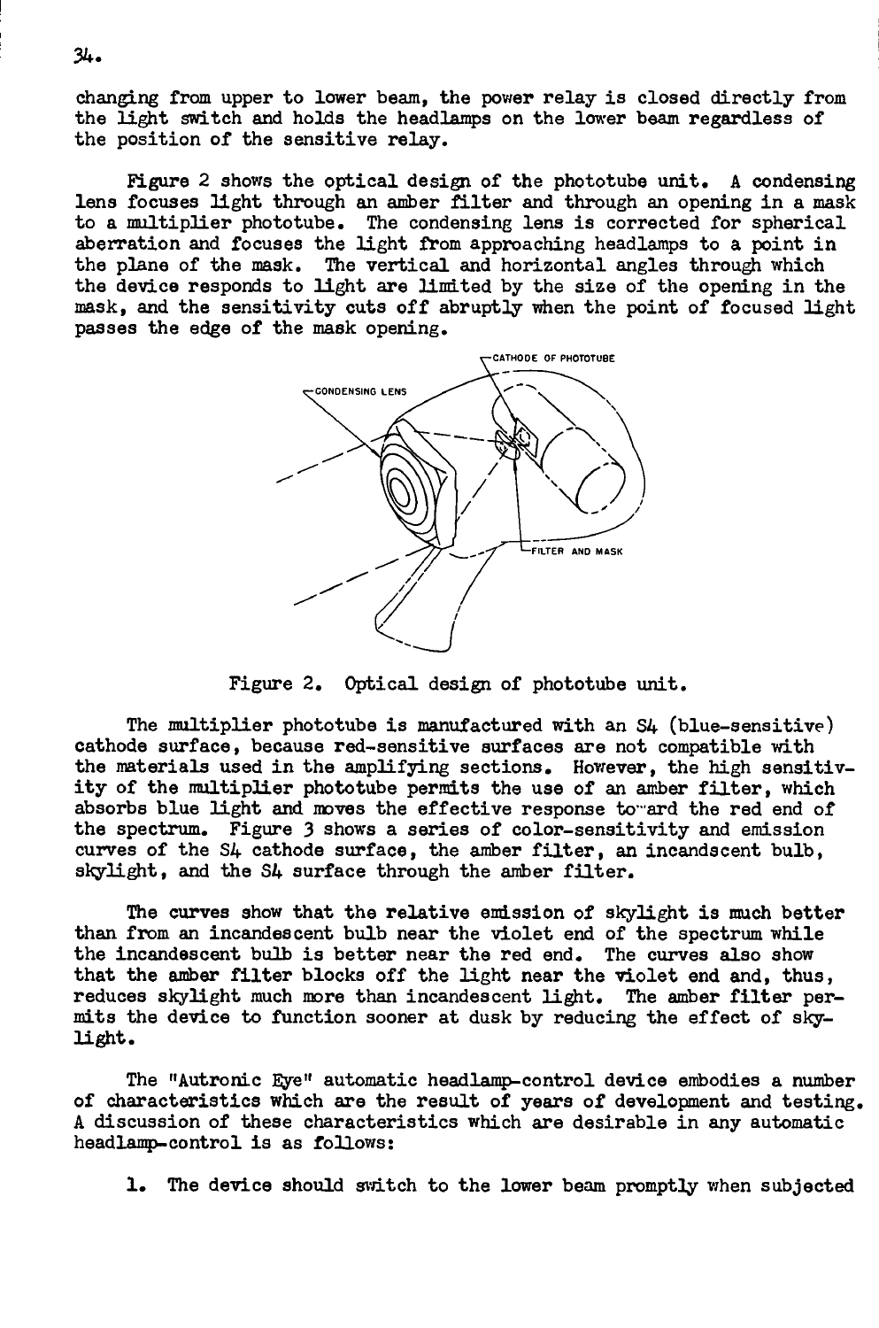changing from upper to lower beam, the power relay is closed directly from the light switch and holds the headlamps on the lower beam regardless of the position of the sensitive relay.

Figure 2 shows the optical design of the phototube unit. A condensing lens focuses light through an amber filter and through an opening in a mask to a multiplier phototube. The condensing lens is corrected for spherical aberration and focuses the light from approaching headlamps to a point in the plane of the mask. The vertical and horizontal angles through which the device responds to light are limited by the size of the opening in the mask, and the sensitivity cuts off abruptly when the point of focused light passes the edge of the mask opening.

CATHODE OF PHOTOTUBE

CONDENSING LENS

FILTER AND MASK

Figure 2. Optical design of phototube unit.

The multiplier phototube is manufactured with an S4 (blue-sensitive) cathode surface, because red-sensitive surfaces are not compatible with the materials used in the amplifying sections. However, the high sensitivity of the multiplier phototube permits the use of an amber filter, which absorbs blue light and moves the effective response toward the red end of the spectrum. Figure 3 shows a series of color-sensitivity and emission curves of the S4 cathode surface, the amber filter, an incandescent bulb, skylight, and the S4 surface through the amber filter.

The curves show that the relative emission of skylight is much better than from an incandescent bulb near the violet end of the spectrum while the incandescent bulb is better near the red end. The curves also show that the amber filter blocks off the light near the violet end and, thus, reduces skylight much more than incandescent light. The amber filter permits the device to function sooner at dusk by reducing the effect of skylight.

The "Autronic Eye" automatic headlamp-control device embodies a number of characteristics which are the result of years of development and testing. A discussion of these characteristics which are desirable in any automatic headlamp-control is as follows:

1. The device should switch to the lower beam promptly when subjected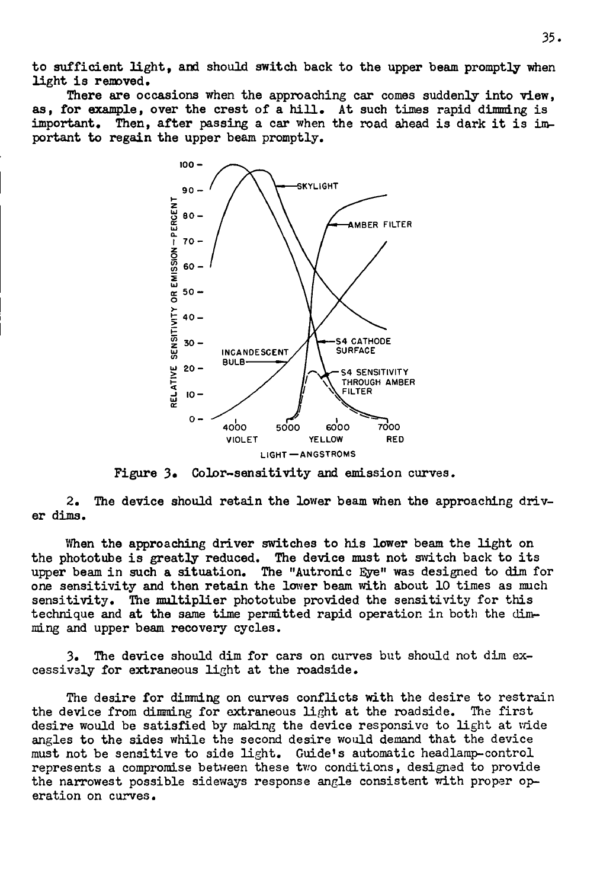to sufficient light, and should switch back to the upper beam promptly when light is removed.

There are occasions when the approaching car comes suddenly into view, as, for example, over the crest of a hill. At such times rapid dimming is important. Then, after passing a car when the road ahead is dark it is important to regain the upper beam promptly.

Figure 3. Color-sensitivity and emission curves.

2. The device should retain the lower beam when the approaching driver dims.

When the approaching driver switches to his lower beam the light on the phototube is greatly reduced. The device must not switch back to its upper beam in such a situation. The "Autronic Eye" was designed to dim for one sensitivity and then retain the lower beam with about 10 times as much sensitivity. The multiplier phototube provided the sensitivity for this technique and at the same time permitted rapid operation in both the dimming and upper beam recovery cycles.

3. The device should dim for cars on curves but should not dim excessively for extraneous light at the roadside.

The desire for dimming on curves conflicts with the desire to restrain the device from dimming for extraneous light at the roadside. The first desire would be satisfied by making the device responsive to light at wide angles to the sides while the second desire would demand that the device must not be sensitive to side light. Guide's automatic headlamp-control represents a compromise between these two conditions, designed to provide the narrowest possible sideways response angle consistent with proper operation on curves.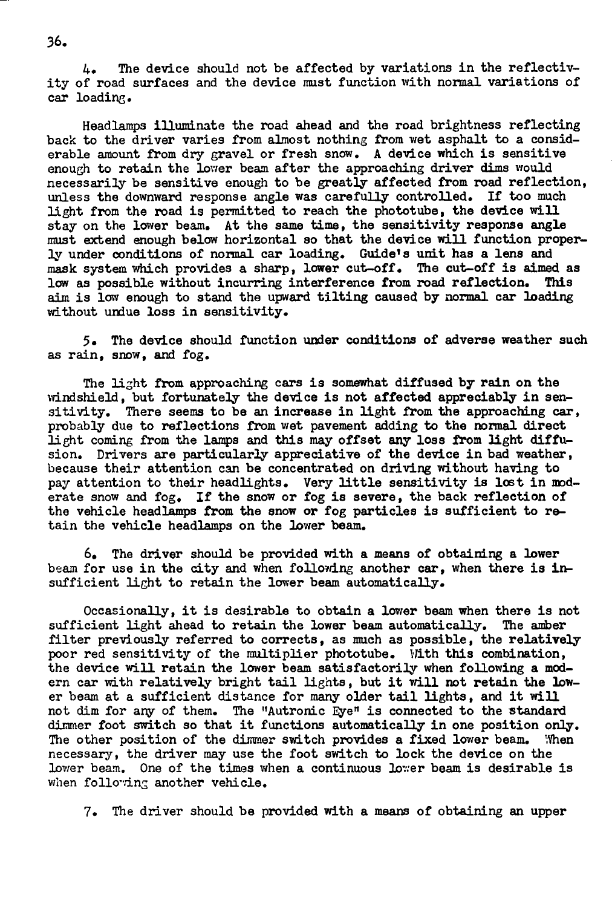4. The device should not be affected by variations in the reflectivity of road surfaces and the device must function with normal variations of car loading.

Headlamps illuminate the road ahead and the road brightness reflecting back to the driver varies from almost nothing from wet asphalt to a considerable amount from dry gravel or fresh snow. A device which is sensitive enough to retain the lower beam after the approaching driver dims would necessarily be sensitive enough to be greatly affected from road reflection, unless the downward response angle was carefully controlled. If too much light from the road is permitted to reach the phototube, the device will stay on the lower beam. At the same time, the sensitivity response angle must extend enough below horizontal so that the device will function properly under conditions of normal car loading. Guide's unit has a lens and mask system which provides a sharp, lower cut-off. The cut-off is aimed as low as possible without incurring interference from road reflection. This aim is low enough to stand the upward tilting caused by normal car loading without undue loss in sensitivity.

5. The device should function under conditions of adverse weather such as rain, snow, and fog.

The light from approaching cars is somewhat diffused by rain on the windshield, but fortunately the device is not affected appreciably in sensitivity. There seems to be an increase in light from the approaching car, probably due to reflections from wet pavement adding to the normal direct light coming from the lamps and this may offset any loss from light diffusion. Drivers are particularly appreciative of the device in bad weather, because their attention can be concentrated on driving without having to pay attention to their headlights. Very little sensitivity is lost in moderate snow and fog. If the snow or fog is severe, the back reflection of the vehicle headlamps from the snow or fog particles is sufficient to retain the vehicle headlamps on the lower beam.

6. The driver should be provided with a means of obtaining a lower beam for use in the city and when following another car, when there is insufficient light to retain the lower beam automatically.

Occasionally, it is desirable to obtain a lower beam when there is not sufficient light ahead to retain the lower beam automatically. The amber filter previously referred to corrects, as much as possible, the relatively poor red sensitivity of the multiplier phototube. With this combination, the device will retain the lower beam satisfactorily when following a modern car with relatively bright tail lights, but it will not retain the lower beam at a sufficient distance for many older tail lights, and it will not dim for any of them. The "Autronic Eye" is connected to the standard dimmer foot switch so that it functions automatically in one position only. The other position of the dimmer switch provides a fixed lower beam. When necessary, the driver may use the foot switch to lock the device on the lower beam. One of the times when a continuous lower beam is desirable is when following another vehicle.

7. The driver should be provided with a means of obtaining an upper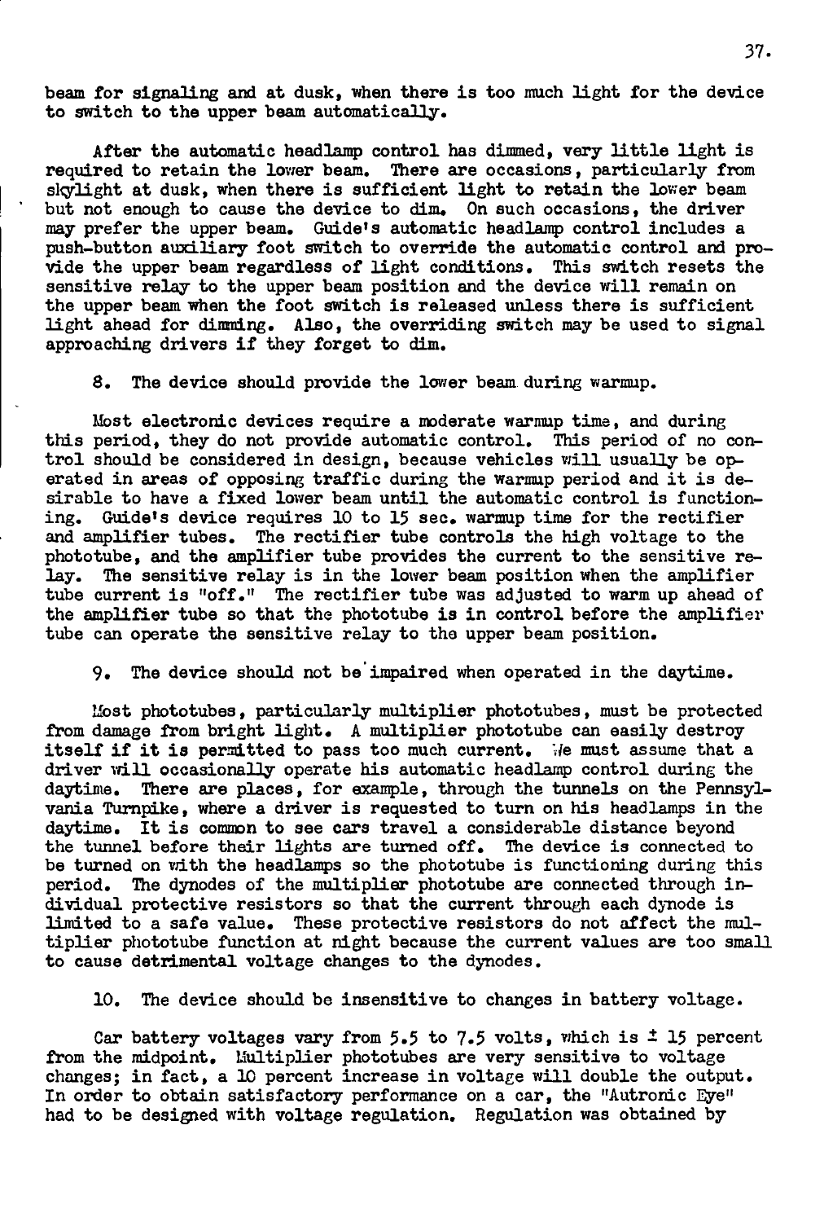beam for signaling and at dusk, when there is too much light for the device to switch to the upper beam automatically.

After the automatic headlamp control has dimmed, very little light is required to retain the lower beam. There are occasions, particularly from skylight at dusk, when there is sufficient light to retain the lower beam but not enough to cause the device to dim. On such occasions, the driver may prefer the upper beam. Guide's automatic headlamp control includes a push-button auxiliary foot switch to override the automatic control and provide the upper beam regardless of light conditions. This switch resets the sensitive relay to the upper beam position and the device will remain on the upper beam when the foot switch is released unless there is sufficient light ahead for dimming. Also, the overriding switch may be used to signal approaching drivers if they forget to dim.

8. The device should provide the lower beam during warmup.

Most electronic devices require a moderate warmup time, and during this period, they do not provide automatic control. This period of no control should be considered in design, because vehicles will usually be operated in areas of opposing traffic during the warmup period and it is desirable to have a fixed lower beam until the automatic control is functioning. Guide's device requires 10 to 15 sec. warmup time for the rectifier and amplifier tubes. The rectifier tube controls the high voltage to the phototube, and the amplifier tube provides the current to the sensitive relay. The sensitive relay is in the lower beam position when the amplifier tube current is "off." The rectifier tube was adjusted to warm up ahead of the amplifier tube so that the phototube is in control before the amplifier tube can operate the sensitive relay to the upper beam position.

9. The device should not be impaired when operated in the daytime.

Most phototubes, particularly multiplier phototubes, must be protected from damage from bright light. A multiplier phototube can easily destroy itself if it is permitted to pass too much current. We must assume that a driver will occasionally operate his automatic headlamp control during the daytime. There are places, for example, through the tunnels on the Pennsylvania Turnpike, where a driver is requested to turn on his headlamps in the daytime. It is common to see cars travel a considerable distance beyond the tunnel before their lights are turned off. The device is connected to be turned on with the headlamps so the phototube is functioning during this period. The dynodes of the multiplier phototube are connected through individual protective resistors so that the current through each dynode is limited to a safe value. These protective resistors do not affect the multiplier phototube function at night because the current values are too small to cause detrimental voltage changes to the dynodes.

10. The device should be insensitive to changes in battery voltage.

Car battery voltages vary from 5.5 to 7.5 volts, which is ± 15 percent from the midpoint. Multiplier phototubes are very sensitive to voltage changes; in fact, a 10 percent increase in voltage will double the output. In order to obtain satisfactory performance on a car, the "Autronic Eye" had to be designed with voltage regulation. Regulation was obtained by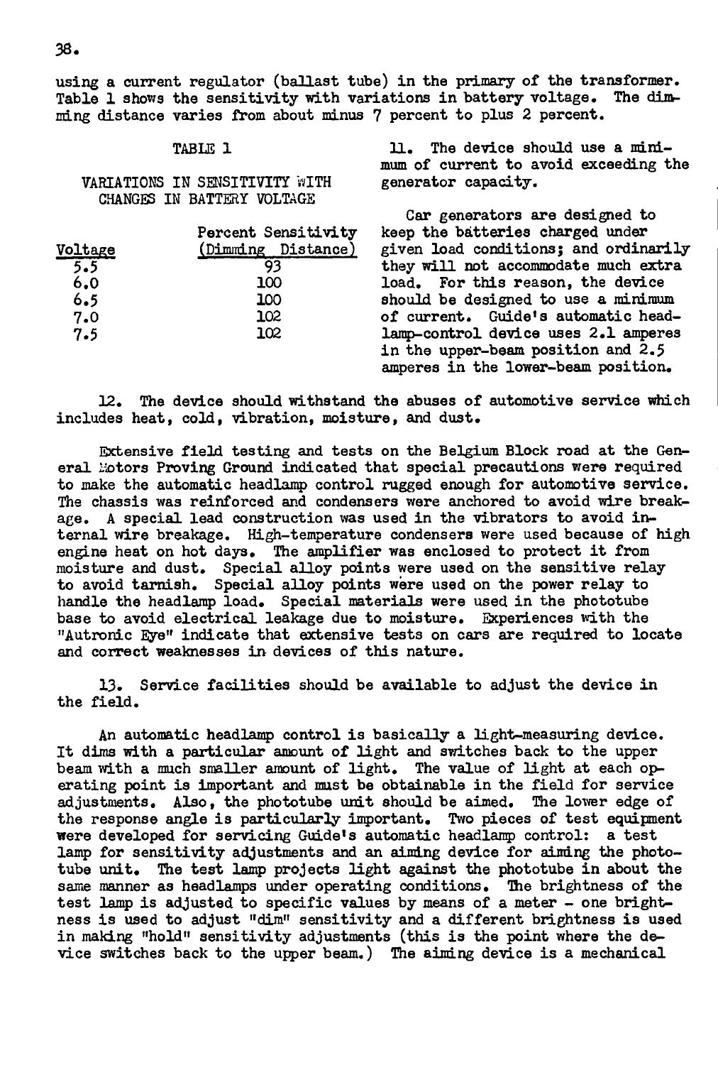using a current regulator (ballast tube) in the primary of the transformer. Table 1 shows the sensitivity with variations in battery voltage. The dimming distance varies from about minus 7 percent to plus 2 percent.

TABLE 1

VARIATIONS IN SENSITIVITY WITH CHANGES IN BATTERY VOLTAGE

| Voltage | Percent Sensitivity (Dimming Distance) |
|---|---|
| 5.5 | 93 |
| 6.0 | 100 |
| 6.5 | 100 |
| 7.0 | 102 |
| 7.5 | 102 |

11. The device should use a minimum of current to avoid exceeding the generator capacity.

Car generators are designed to keep the batteries charged under given load conditions; and ordinarily they will not accommodate much extra load. For this reason, the device should be designed to use a minimum of current. Guide's automatic headlamp-control device uses 2.1 amperes in the upper-beam position and 2.5 amperes in the lower-beam position.

12. The device should withstand the abuses of automotive service which includes heat, cold, vibration, moisture, and dust.

Extensive field testing and tests on the Belgium Block road at the General Motors Proving Ground indicated that special precautions were required to make the automatic headlamp control rugged enough for automotive service. The chassis was reinforced and condensers were anchored to avoid wire breakage. A special lead construction was used in the vibrators to avoid internal wire breakage. High-temperature condensers were used because of high engine heat on hot days. The amplifier was enclosed to protect it from moisture and dust. Special alloy points were used on the sensitive relay to avoid tarnish. Special alloy points were used on the power relay to handle the headlamp load. Special materials were used in the phototube base to avoid electrical leakage due to moisture. Experiences with the "Autronic Eye" indicate that extensive tests on cars are required to locate and correct weaknesses in devices of this nature.

13. Service facilities should be available to adjust the device in the field.

An automatic headlamp control is basically a light-measuring device. It dims with a particular amount of light and switches back to the upper beam with a much smaller amount of light. The value of light at each operating point is important and must be obtainable in the field for service adjustments. Also, the phototube unit should be aimed. The lower edge of the response angle is particularly important. Two pieces of test equipment were developed for servicing Guide's automatic headlamp control: a test lamp for sensitivity adjustments and an aiming device for aiming the phototube unit. The test lamp projects light against the phototube in about the same manner as headlamps under operating conditions. The brightness of the test lamp is adjusted to specific values by means of a meter - one brightness is used to adjust "dim" sensitivity and a different brightness is used in making "hold" sensitivity adjustments (this is the point where the device switches back to the upper beam.) The aiming device is a mechanical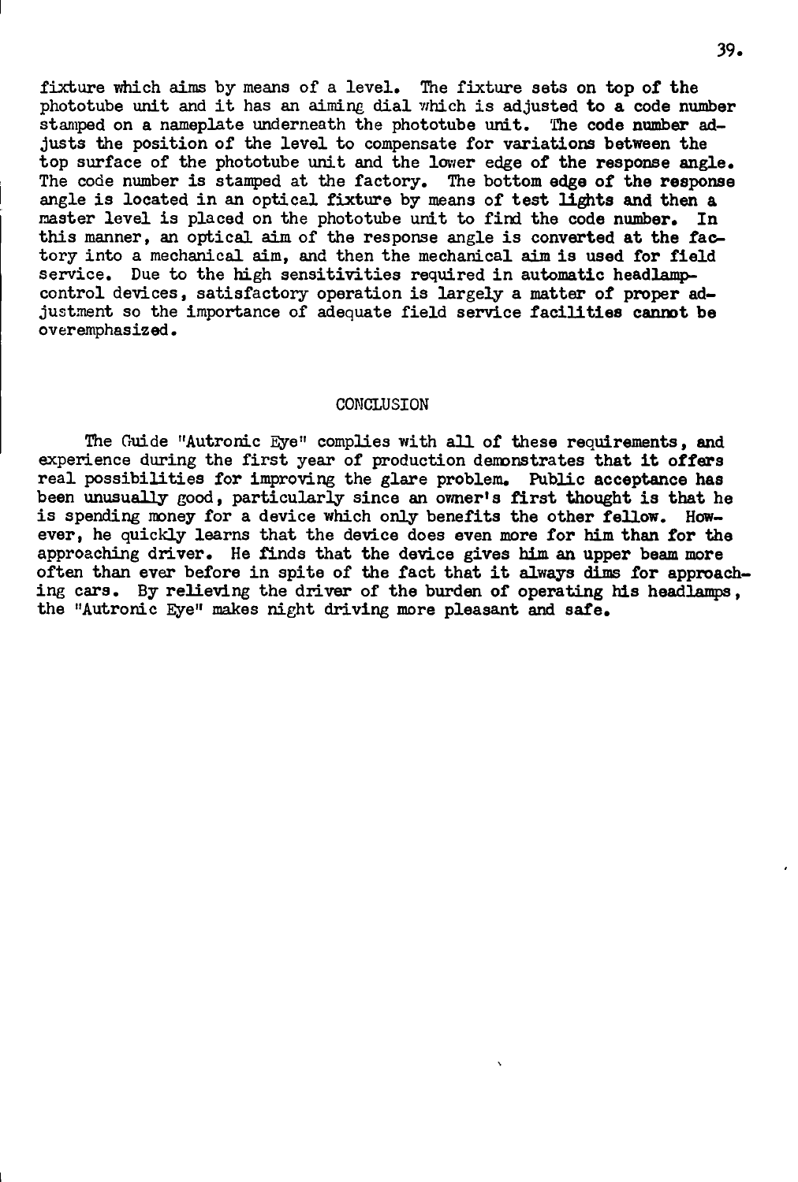fixture which aims by means of a level. The fixture sets on top of the phototube unit and it has an aiming dial which is adjusted to a code number stamped on a nameplate underneath the phototube unit. The code number adjusts the position of the level to compensate for variations between the top surface of the phototube unit and the lower edge of the response angle. The code number is stamped at the factory. The bottom edge of the response angle is located in an optical fixture by means of test lights and then a master level is placed on the phototube unit to find the code number. In this manner, an optical aim of the response angle is converted at the factory into a mechanical aim, and then the mechanical aim is used for field service. Due to the high sensitivities required in automatic headlamp-control devices, satisfactory operation is largely a matter of proper adjustment so the importance of adequate field service facilities cannot be overemphasized.

## CONCLUSION

The Guide "Autronic Eye" complies with all of these requirements, and experience during the first year of production demonstrates that it offers real possibilities for improving the glare problem. Public acceptance has been unusually good, particularly since an owner's first thought is that he is spending money for a device which only benefits the other fellow. However, he quickly learns that the device does even more for him than for the approaching driver. He finds that the device gives him an upper beam more often than ever before in spite of the fact that it always dims for approaching cars. By relieving the driver of the burden of operating his headlamps, the "Autronic Eye" makes night driving more pleasant and safe.